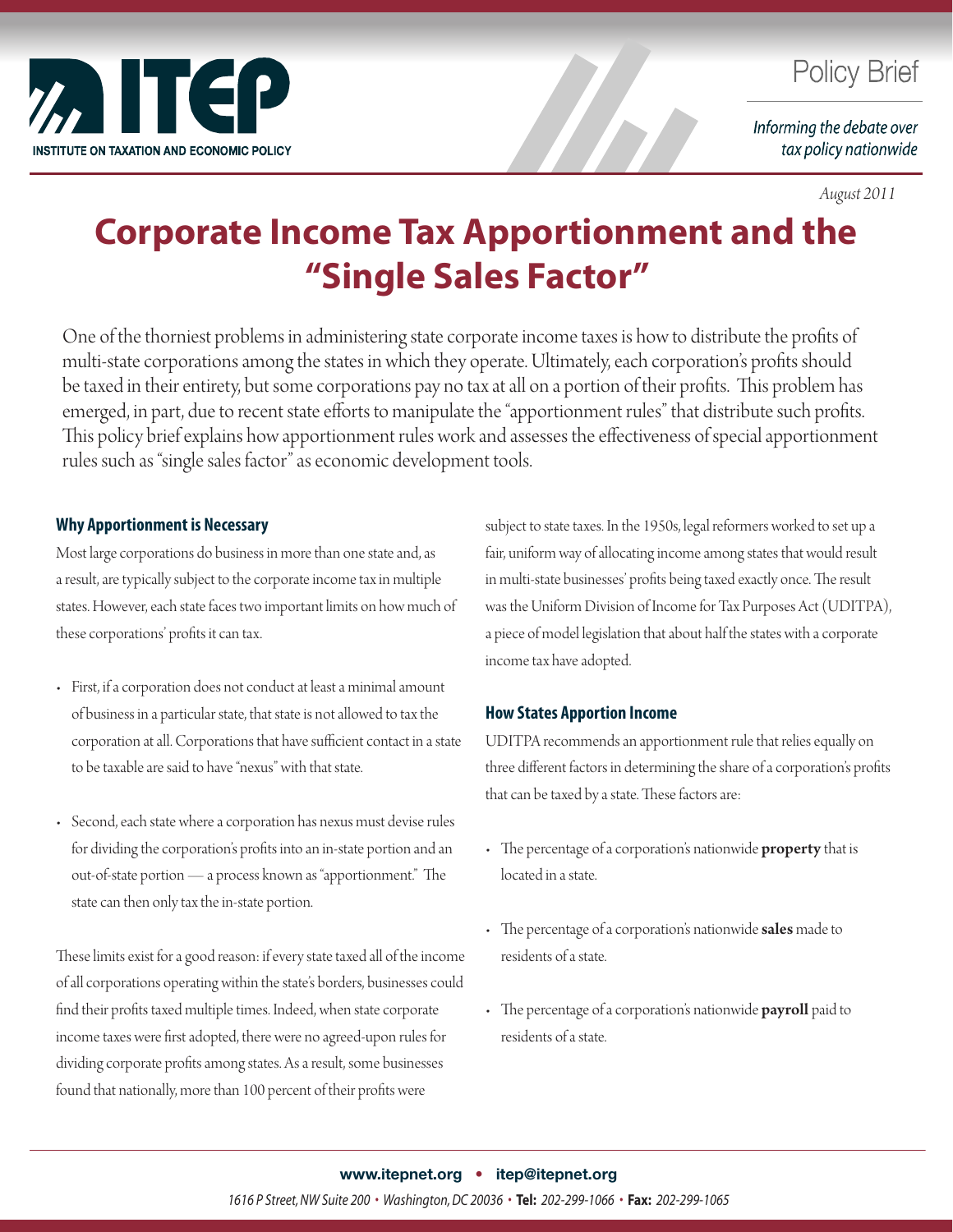Policy Brief

*Informing the debate over tax policy nationwide*

*August 2011*

# Corporate Income Tax Apportionment and the "Single Sales Factor"

One of the thorniest problems in administering state corporate income taxes is how to distribute the profits of multi-state corporations among the states in which they operate. Ultimately, each corporation's profits should be taxed in their entirety, but some corporations pay no tax at all on a portion of their profits. This problem has emerged, in part, due to recent state efforts to manipulate the "apportionment rules" that distribute such profits. This policy brief explains how apportionment rules work and assesses the effectiveness of special apportionment rules such as "single sales factor" as economic development tools.

## Why Apportionment is Necessary

Most large corporations do business in more than one state and, as a result, are typically subject to the corporate income tax in multiple states. However, each state faces two important limits on how much of these corporations' profits it can tax.

- First, if a corporation does not conduct at least a minimal amount of business in a particular state, that state is not allowed to tax the corporation at all. Corporations that have sufficient contact in a state to be taxable are said to have "nexus" with that state.
- Second, each state where a corporation has nexus must devise rules for dividing the corporation's profits into an in-state portion and an out-of-state portion — a process known as "apportionment." The state can then only tax the in-state portion.

These limits exist for a good reason: if every state taxed all of the income of all corporations operating within the state's borders, businesses could find their profits taxed multiple times. Indeed, when state corporate income taxes were first adopted, there were no agreed-upon rules for dividing corporate profits among states. As a result, some businesses found that nationally, more than 100 percent of their profits were subject to state taxes. In the 1950s, legal reformers worked to set up a fair, uniform way of allocating income among states that would result in multi-state businesses' profits being taxed exactly once. The result was the Uniform Division of Income for Tax Purposes Act (UDITPA), a piece of model legislation that about half the states with a corporate income tax have adopted.

## How States Apportion Income

UDITPA recommends an apportionment rule that relies equally on three different factors in determining the share of a corporation's profits that can be taxed by a state. These factors are:

- The percentage of a corporation's nationwide **property** that is located in a state.
- The percentage of a corporation's nationwide **sales** made to residents of a state.
- The percentage of a corporation's nationwide **payroll** paid to residents of a state.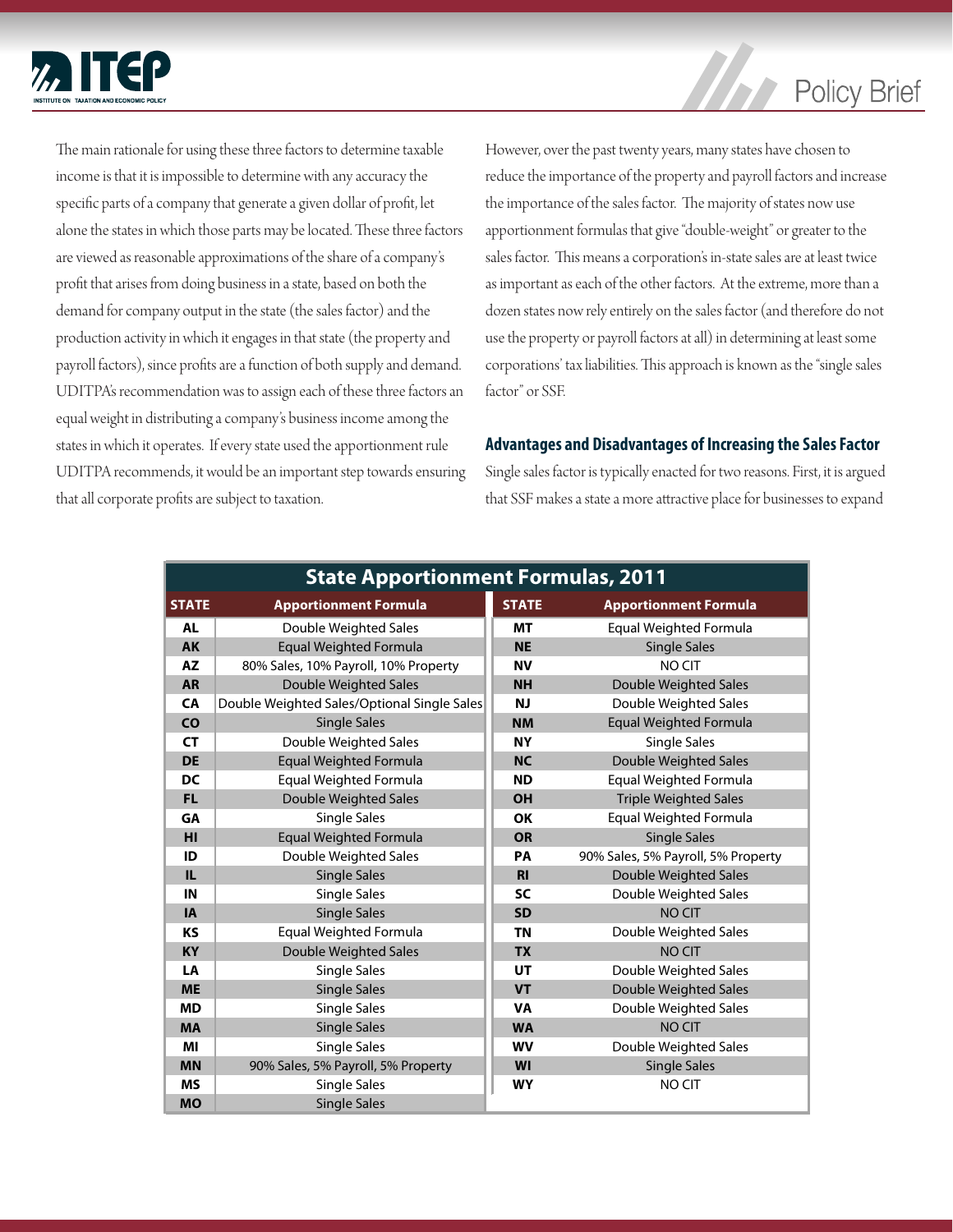The main rationale for using these three factors to determine taxable income is that it is impossible to determine with any accuracy the specific parts of a company that generate a given dollar of profit, let alone the states in which those parts may be located. These three factors are viewed as reasonable approximations of the share of a company's profit that arises from doing business in a state, based on both the demand for company output in the state (the sales factor) and the production activity in which it engages in that state (the property and payroll factors), since profits are a function of both supply and demand. UDITPA's recommendation was to assign each of these three factors an equal weight in distributing a company's business income among the states in which it operates. If every state used the apportionment rule UDITPA recommends, it would be an important step towards ensuring that all corporate profits are subject to taxation.

However, over the past twenty years, many states have chosen to reduce the importance of the property and payroll factors and increase the importance of the sales factor. The majority of states now use apportionment formulas that give "double-weight" or greater to the sales factor. This means a corporation's in-state sales are at least twice as important as each of the other factors. At the extreme, more than a dozen states now rely entirely on the sales factor (and therefore do not use the property or payroll factors at all) in determining at least some corporations' tax liabilities. This approach is known as the "single sales factor" or SSF.

## Advantages and Disadvantages of Increasing the Sales Factor

Single sales factor is typically enacted for two reasons. First, it is argued that SSF makes a state a more attractive place for businesses to expand

**State Apportionment Formulas, 2011**

| STATE | Apportionment Formula | STATE | Apportionment Formula |
|---|---|---|---|
| AL | Double Weighted Sales | MT | Equal Weighted Formula |
| AK | Equal Weighted Formula | NE | Single Sales |
| AZ | 80% Sales, 10% Payroll, 10% Property | NV | NO CIT |
| AR | Double Weighted Sales | NH | Double Weighted Sales |
| CA | Double Weighted Sales/Optional Single Sales | NJ | Double Weighted Sales |
| CO | Single Sales | NM | Equal Weighted Formula |
| CT | Double Weighted Sales | NY | Single Sales |
| DE | Equal Weighted Formula | NC | Double Weighted Sales |
| DC | Equal Weighted Formula | ND | Equal Weighted Formula |
| FL | Double Weighted Sales | OH | Triple Weighted Sales |
| GA | Single Sales | OK | Equal Weighted Formula |
| HI | Equal Weighted Formula | OR | Single Sales |
| ID | Double Weighted Sales | PA | 90% Sales, 5% Payroll, 5% Property |
| IL | Single Sales | RI | Double Weighted Sales |
| IN | Single Sales | SC | Double Weighted Sales |
| IA | Single Sales | SD | NO CIT |
| KS | Equal Weighted Formula | TN | Double Weighted Sales |
| KY | Double Weighted Sales | TX | NO CIT |
| LA | Single Sales | UT | Double Weighted Sales |
| ME | Single Sales | VT | Double Weighted Sales |
| MD | Single Sales | VA | Double Weighted Sales |
| MA | Single Sales | WA | NO CIT |
| MI | Single Sales | WV | Double Weighted Sales |
| MN | 90% Sales, 5% Payroll, 5% Property | WI | Single Sales |
| MS | Single Sales | WY | NO CIT |
| MO | Single Sales | | |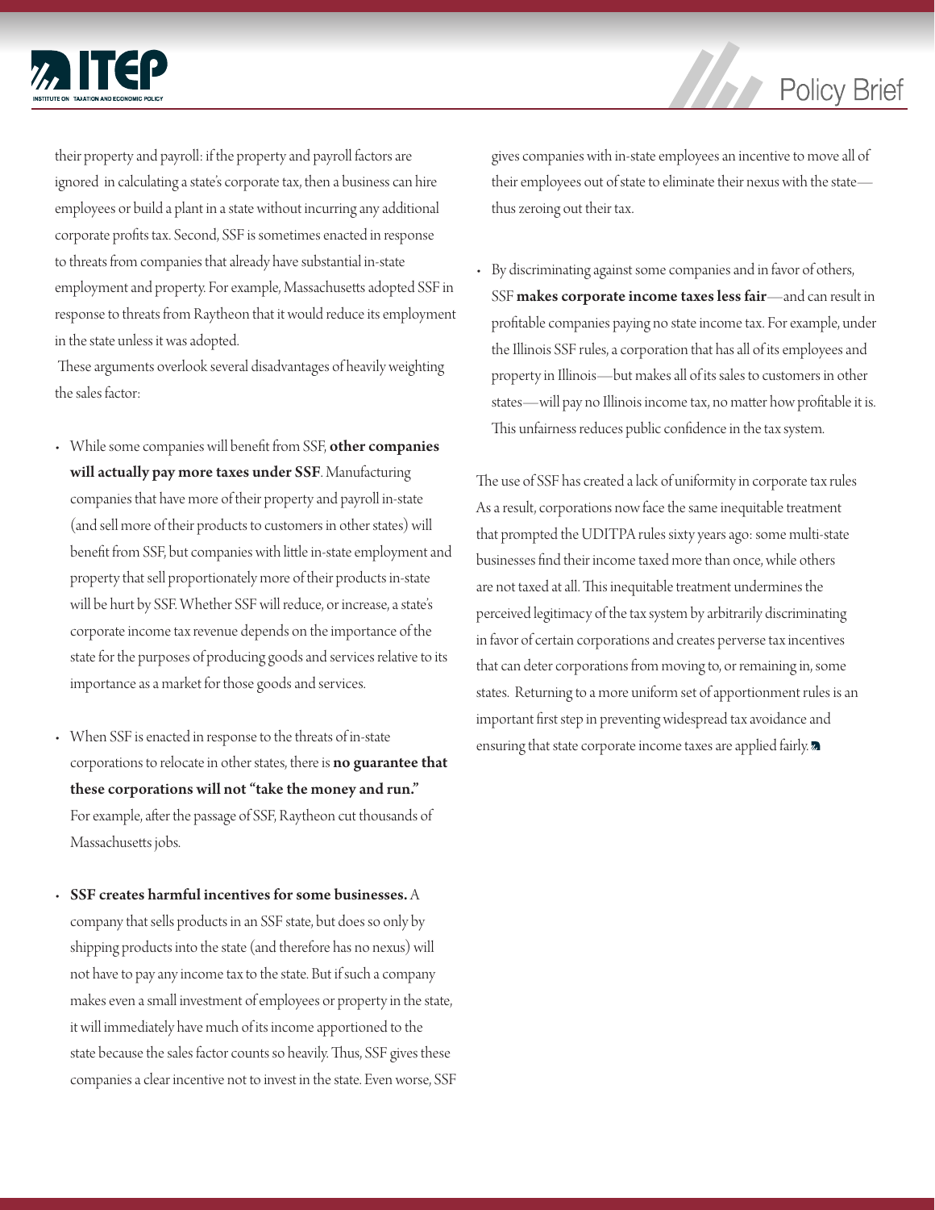their property and payroll: if the property and payroll factors are ignored in calculating a state's corporate tax, then a business can hire employees or build a plant in a state without incurring any additional corporate profits tax. Second, SSF is sometimes enacted in response to threats from companies that already have substantial in-state employment and property. For example, Massachusetts adopted SSF in response to threats from Raytheon that it would reduce its employment in the state unless it was adopted.

These arguments overlook several disadvantages of heavily weighting the sales factor:

- While some companies will benefit from SSF, **other companies will actually pay more taxes under SSF**. Manufacturing companies that have more of their property and payroll in-state (and sell more of their products to customers in other states) will benefit from SSF, but companies with little in-state employment and property that sell proportionately more of their products in-state will be hurt by SSF. Whether SSF will reduce, or increase, a state's corporate income tax revenue depends on the importance of the state for the purposes of producing goods and services relative to its importance as a market for those goods and services.

- When SSF is enacted in response to the threats of in-state corporations to relocate in other states, there is **no guarantee that these corporations will not "take the money and run."** For example, after the passage of SSF, Raytheon cut thousands of Massachusetts jobs.

- **SSF creates harmful incentives for some businesses.** A company that sells products in an SSF state, but does so only by shipping products into the state (and therefore has no nexus) will not have to pay any income tax to the state. But if such a company makes even a small investment of employees or property in the state, it will immediately have much of its income apportioned to the state because the sales factor counts so heavily. Thus, SSF gives these companies a clear incentive not to invest in the state. Even worse, SSF gives companies with in-state employees an incentive to move all of their employees out of state to eliminate their nexus with the state—thus zeroing out their tax.

- By discriminating against some companies and in favor of others, SSF **makes corporate income taxes less fair**—and can result in profitable companies paying no state income tax. For example, under the Illinois SSF rules, a corporation that has all of its employees and property in Illinois—but makes all of its sales to customers in other states—will pay no Illinois income tax, no matter how profitable it is. This unfairness reduces public confidence in the tax system.

The use of SSF has created a lack of uniformity in corporate tax rules As a result, corporations now face the same inequitable treatment that prompted the UDITPA rules sixty years ago: some multi-state businesses find their income taxed more than once, while others are not taxed at all. This inequitable treatment undermines the perceived legitimacy of the tax system by arbitrarily discriminating in favor of certain corporations and creates perverse tax incentives that can deter corporations from moving to, or remaining in, some states. Returning to a more uniform set of apportionment rules is an important first step in preventing widespread tax avoidance and ensuring that state corporate income taxes are applied fairly.